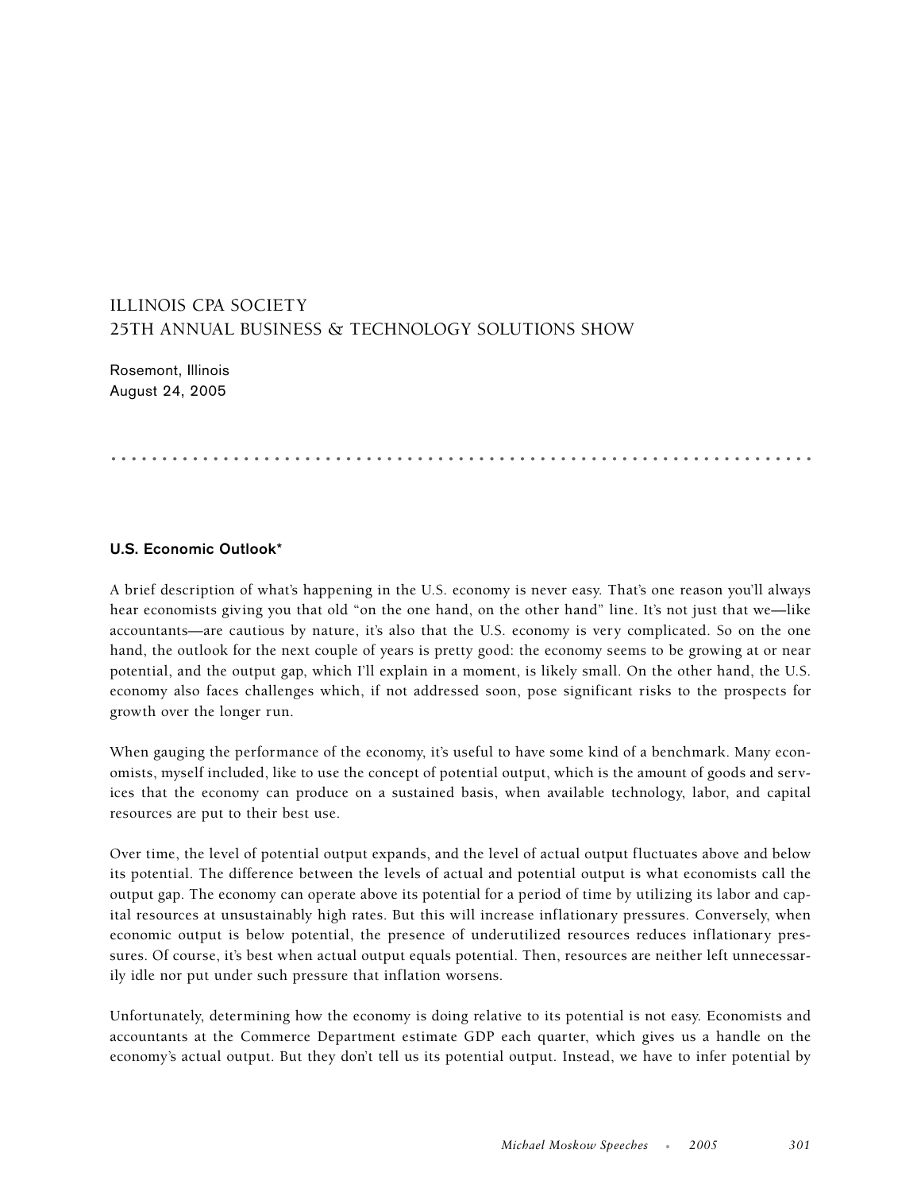# ILLINOIS CPA SOCIETY
# 25TH ANNUAL BUSINESS & TECHNOLOGY SOLUTIONS SHOW

Rosemont, Illinois
August 24, 2005

## U.S. Economic Outlook*

A brief description of what's happening in the U.S. economy is never easy. That's one reason you'll always hear economists giving you that old "on the one hand, on the other hand" line. It's not just that we—like accountants—are cautious by nature, it's also that the U.S. economy is very complicated. So on the one hand, the outlook for the next couple of years is pretty good: the economy seems to be growing at or near potential, and the output gap, which I'll explain in a moment, is likely small. On the other hand, the U.S. economy also faces challenges which, if not addressed soon, pose significant risks to the prospects for growth over the longer run.

When gauging the performance of the economy, it's useful to have some kind of a benchmark. Many economists, myself included, like to use the concept of potential output, which is the amount of goods and services that the economy can produce on a sustained basis, when available technology, labor, and capital resources are put to their best use.

Over time, the level of potential output expands, and the level of actual output fluctuates above and below its potential. The difference between the levels of actual and potential output is what economists call the output gap. The economy can operate above its potential for a period of time by utilizing its labor and capital resources at unsustainably high rates. But this will increase inflationary pressures. Conversely, when economic output is below potential, the presence of underutilized resources reduces inflationary pressures. Of course, it's best when actual output equals potential. Then, resources are neither left unnecessarily idle nor put under such pressure that inflation worsens.

Unfortunately, determining how the economy is doing relative to its potential is not easy. Economists and accountants at the Commerce Department estimate GDP each quarter, which gives us a handle on the economy's actual output. But they don't tell us its potential output. Instead, we have to infer potential by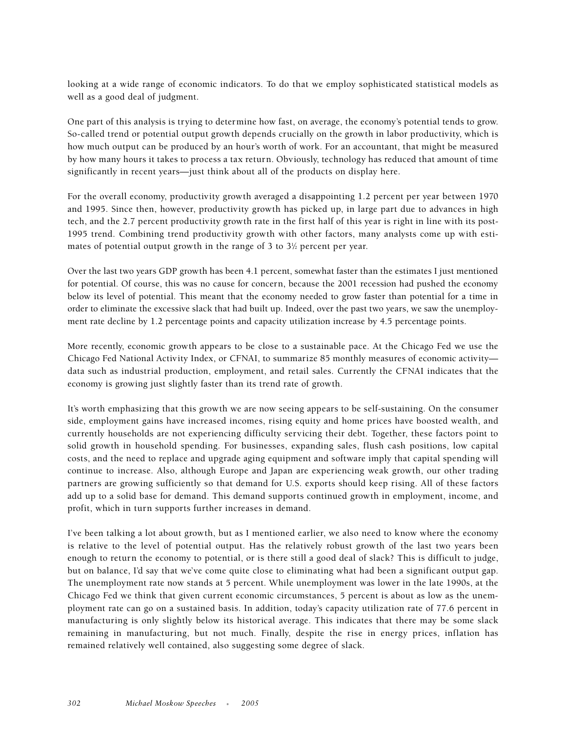looking at a wide range of economic indicators. To do that we employ sophisticated statistical models as well as a good deal of judgment.

One part of this analysis is trying to determine how fast, on average, the economy's potential tends to grow. So-called trend or potential output growth depends crucially on the growth in labor productivity, which is how much output can be produced by an hour's worth of work. For an accountant, that might be measured by how many hours it takes to process a tax return. Obviously, technology has reduced that amount of time significantly in recent years—just think about all of the products on display here.

For the overall economy, productivity growth averaged a disappointing 1.2 percent per year between 1970 and 1995. Since then, however, productivity growth has picked up, in large part due to advances in high tech, and the 2.7 percent productivity growth rate in the first half of this year is right in line with its post-1995 trend. Combining trend productivity growth with other factors, many analysts come up with estimates of potential output growth in the range of 3 to 3½ percent per year.

Over the last two years GDP growth has been 4.1 percent, somewhat faster than the estimates I just mentioned for potential. Of course, this was no cause for concern, because the 2001 recession had pushed the economy below its level of potential. This meant that the economy needed to grow faster than potential for a time in order to eliminate the excessive slack that had built up. Indeed, over the past two years, we saw the unemployment rate decline by 1.2 percentage points and capacity utilization increase by 4.5 percentage points.

More recently, economic growth appears to be close to a sustainable pace. At the Chicago Fed we use the Chicago Fed National Activity Index, or CFNAI, to summarize 85 monthly measures of economic activity—data such as industrial production, employment, and retail sales. Currently the CFNAI indicates that the economy is growing just slightly faster than its trend rate of growth.

It's worth emphasizing that this growth we are now seeing appears to be self-sustaining. On the consumer side, employment gains have increased incomes, rising equity and home prices have boosted wealth, and currently households are not experiencing difficulty servicing their debt. Together, these factors point to solid growth in household spending. For businesses, expanding sales, flush cash positions, low capital costs, and the need to replace and upgrade aging equipment and software imply that capital spending will continue to increase. Also, although Europe and Japan are experiencing weak growth, our other trading partners are growing sufficiently so that demand for U.S. exports should keep rising. All of these factors add up to a solid base for demand. This demand supports continued growth in employment, income, and profit, which in turn supports further increases in demand.

I've been talking a lot about growth, but as I mentioned earlier, we also need to know where the economy is relative to the level of potential output. Has the relatively robust growth of the last two years been enough to return the economy to potential, or is there still a good deal of slack? This is difficult to judge, but on balance, I'd say that we've come quite close to eliminating what had been a significant output gap. The unemployment rate now stands at 5 percent. While unemployment was lower in the late 1990s, at the Chicago Fed we think that given current economic circumstances, 5 percent is about as low as the unemployment rate can go on a sustained basis. In addition, today's capacity utilization rate of 77.6 percent in manufacturing is only slightly below its historical average. This indicates that there may be some slack remaining in manufacturing, but not much. Finally, despite the rise in energy prices, inflation has remained relatively well contained, also suggesting some degree of slack.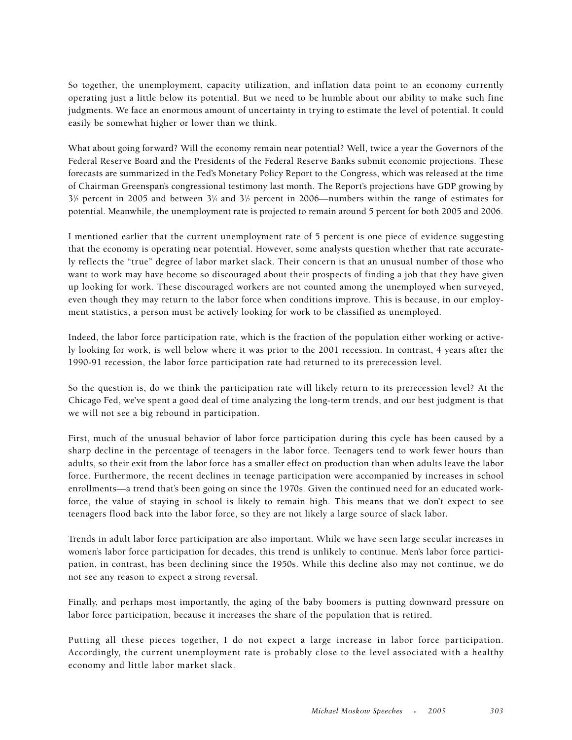So together, the unemployment, capacity utilization, and inflation data point to an economy currently operating just a little below its potential. But we need to be humble about our ability to make such fine judgments. We face an enormous amount of uncertainty in trying to estimate the level of potential. It could easily be somewhat higher or lower than we think.

What about going forward? Will the economy remain near potential? Well, twice a year the Governors of the Federal Reserve Board and the Presidents of the Federal Reserve Banks submit economic projections. These forecasts are summarized in the Fed's Monetary Policy Report to the Congress, which was released at the time of Chairman Greenspan's congressional testimony last month. The Report's projections have GDP growing by 3½ percent in 2005 and between 3¼ and 3½ percent in 2006—numbers within the range of estimates for potential. Meanwhile, the unemployment rate is projected to remain around 5 percent for both 2005 and 2006.

I mentioned earlier that the current unemployment rate of 5 percent is one piece of evidence suggesting that the economy is operating near potential. However, some analysts question whether that rate accurately reflects the "true" degree of labor market slack. Their concern is that an unusual number of those who want to work may have become so discouraged about their prospects of finding a job that they have given up looking for work. These discouraged workers are not counted among the unemployed when surveyed, even though they may return to the labor force when conditions improve. This is because, in our employment statistics, a person must be actively looking for work to be classified as unemployed.

Indeed, the labor force participation rate, which is the fraction of the population either working or actively looking for work, is well below where it was prior to the 2001 recession. In contrast, 4 years after the 1990-91 recession, the labor force participation rate had returned to its prerecession level.

So the question is, do we think the participation rate will likely return to its prerecession level? At the Chicago Fed, we've spent a good deal of time analyzing the long-term trends, and our best judgment is that we will not see a big rebound in participation.

First, much of the unusual behavior of labor force participation during this cycle has been caused by a sharp decline in the percentage of teenagers in the labor force. Teenagers tend to work fewer hours than adults, so their exit from the labor force has a smaller effect on production than when adults leave the labor force. Furthermore, the recent declines in teenage participation were accompanied by increases in school enrollments—a trend that's been going on since the 1970s. Given the continued need for an educated workforce, the value of staying in school is likely to remain high. This means that we don't expect to see teenagers flood back into the labor force, so they are not likely a large source of slack labor.

Trends in adult labor force participation are also important. While we have seen large secular increases in women's labor force participation for decades, this trend is unlikely to continue. Men's labor force participation, in contrast, has been declining since the 1950s. While this decline also may not continue, we do not see any reason to expect a strong reversal.

Finally, and perhaps most importantly, the aging of the baby boomers is putting downward pressure on labor force participation, because it increases the share of the population that is retired.

Putting all these pieces together, I do not expect a large increase in labor force participation. Accordingly, the current unemployment rate is probably close to the level associated with a healthy economy and little labor market slack.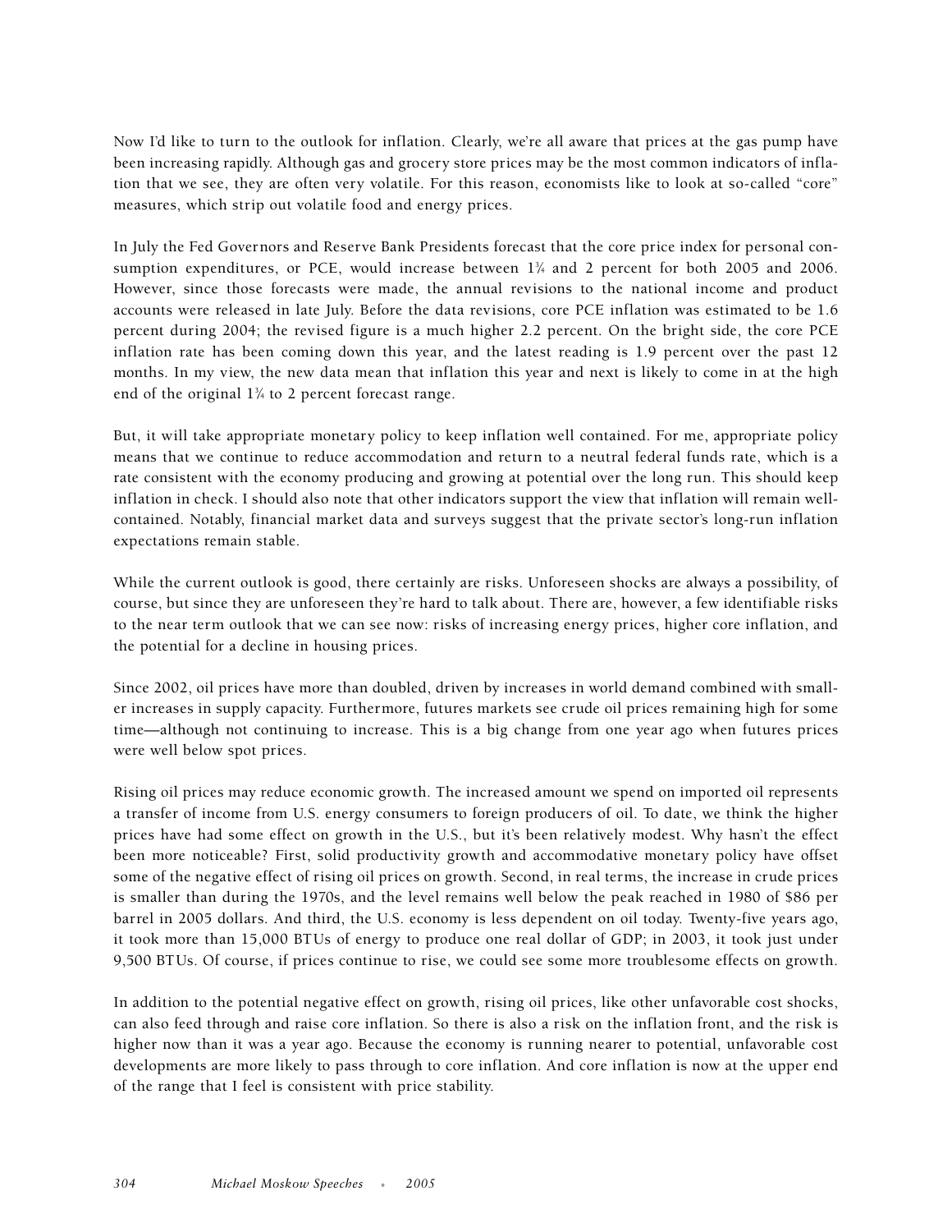Now I'd like to turn to the outlook for inflation. Clearly, we're all aware that prices at the gas pump have been increasing rapidly. Although gas and grocery store prices may be the most common indicators of inflation that we see, they are often very volatile. For this reason, economists like to look at so-called "core" measures, which strip out volatile food and energy prices.

In July the Fed Governors and Reserve Bank Presidents forecast that the core price index for personal consumption expenditures, or PCE, would increase between 1¾ and 2 percent for both 2005 and 2006. However, since those forecasts were made, the annual revisions to the national income and product accounts were released in late July. Before the data revisions, core PCE inflation was estimated to be 1.6 percent during 2004; the revised figure is a much higher 2.2 percent. On the bright side, the core PCE inflation rate has been coming down this year, and the latest reading is 1.9 percent over the past 12 months. In my view, the new data mean that inflation this year and next is likely to come in at the high end of the original 1¾ to 2 percent forecast range.

But, it will take appropriate monetary policy to keep inflation well contained. For me, appropriate policy means that we continue to reduce accommodation and return to a neutral federal funds rate, which is a rate consistent with the economy producing and growing at potential over the long run. This should keep inflation in check. I should also note that other indicators support the view that inflation will remain well-contained. Notably, financial market data and surveys suggest that the private sector's long-run inflation expectations remain stable.

While the current outlook is good, there certainly are risks. Unforeseen shocks are always a possibility, of course, but since they are unforeseen they're hard to talk about. There are, however, a few identifiable risks to the near term outlook that we can see now: risks of increasing energy prices, higher core inflation, and the potential for a decline in housing prices.

Since 2002, oil prices have more than doubled, driven by increases in world demand combined with smaller increases in supply capacity. Furthermore, futures markets see crude oil prices remaining high for some time—although not continuing to increase. This is a big change from one year ago when futures prices were well below spot prices.

Rising oil prices may reduce economic growth. The increased amount we spend on imported oil represents a transfer of income from U.S. energy consumers to foreign producers of oil. To date, we think the higher prices have had some effect on growth in the U.S., but it's been relatively modest. Why hasn't the effect been more noticeable? First, solid productivity growth and accommodative monetary policy have offset some of the negative effect of rising oil prices on growth. Second, in real terms, the increase in crude prices is smaller than during the 1970s, and the level remains well below the peak reached in 1980 of $86 per barrel in 2005 dollars. And third, the U.S. economy is less dependent on oil today. Twenty-five years ago, it took more than 15,000 BTUs of energy to produce one real dollar of GDP; in 2003, it took just under 9,500 BTUs. Of course, if prices continue to rise, we could see some more troublesome effects on growth.

In addition to the potential negative effect on growth, rising oil prices, like other unfavorable cost shocks, can also feed through and raise core inflation. So there is also a risk on the inflation front, and the risk is higher now than it was a year ago. Because the economy is running nearer to potential, unfavorable cost developments are more likely to pass through to core inflation. And core inflation is now at the upper end of the range that I feel is consistent with price stability.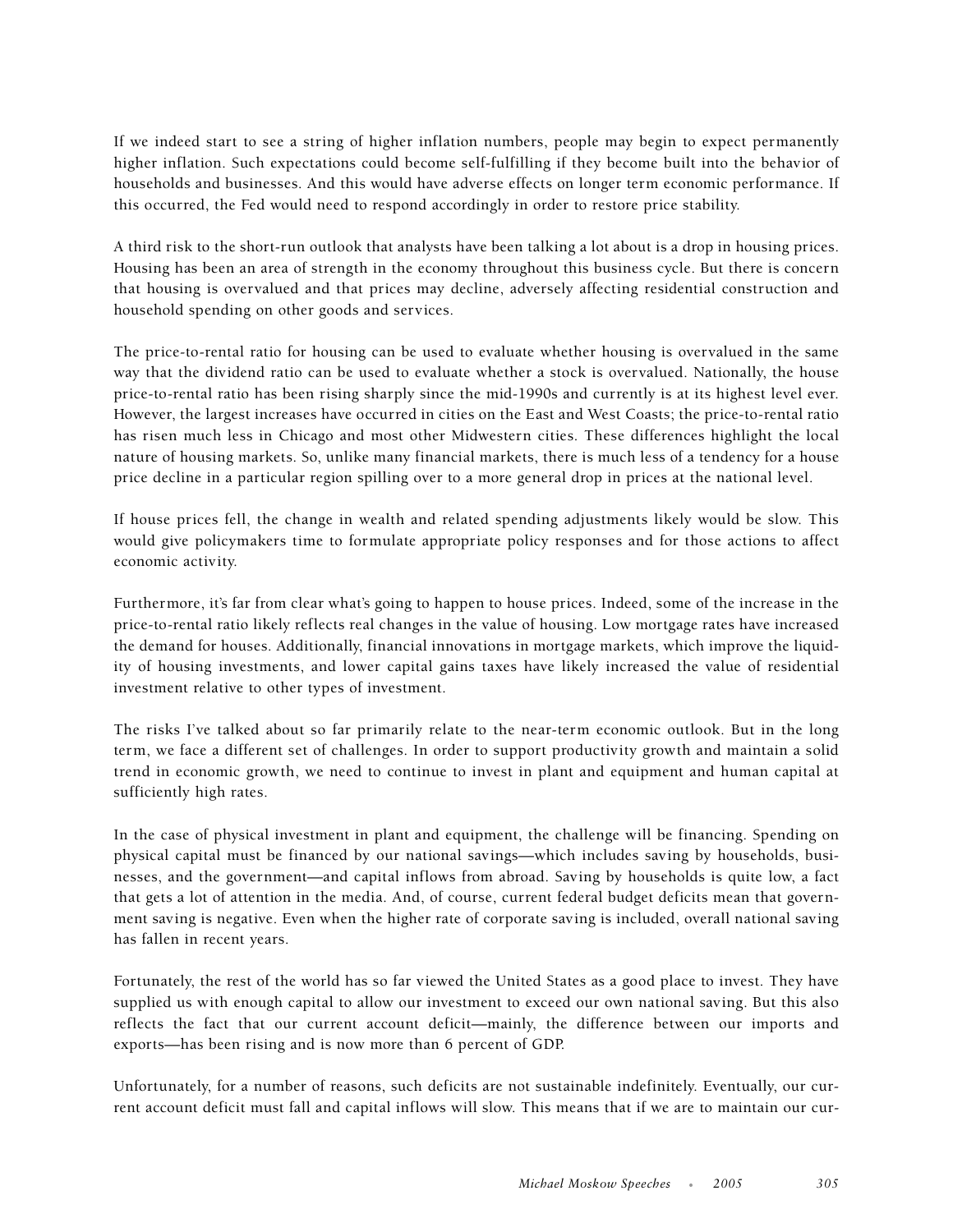If we indeed start to see a string of higher inflation numbers, people may begin to expect permanently higher inflation. Such expectations could become self-fulfilling if they become built into the behavior of households and businesses. And this would have adverse effects on longer term economic performance. If this occurred, the Fed would need to respond accordingly in order to restore price stability.

A third risk to the short-run outlook that analysts have been talking a lot about is a drop in housing prices. Housing has been an area of strength in the economy throughout this business cycle. But there is concern that housing is overvalued and that prices may decline, adversely affecting residential construction and household spending on other goods and services.

The price-to-rental ratio for housing can be used to evaluate whether housing is overvalued in the same way that the dividend ratio can be used to evaluate whether a stock is overvalued. Nationally, the house price-to-rental ratio has been rising sharply since the mid-1990s and currently is at its highest level ever. However, the largest increases have occurred in cities on the East and West Coasts; the price-to-rental ratio has risen much less in Chicago and most other Midwestern cities. These differences highlight the local nature of housing markets. So, unlike many financial markets, there is much less of a tendency for a house price decline in a particular region spilling over to a more general drop in prices at the national level.

If house prices fell, the change in wealth and related spending adjustments likely would be slow. This would give policymakers time to formulate appropriate policy responses and for those actions to affect economic activity.

Furthermore, it's far from clear what's going to happen to house prices. Indeed, some of the increase in the price-to-rental ratio likely reflects real changes in the value of housing. Low mortgage rates have increased the demand for houses. Additionally, financial innovations in mortgage markets, which improve the liquidity of housing investments, and lower capital gains taxes have likely increased the value of residential investment relative to other types of investment.

The risks I've talked about so far primarily relate to the near-term economic outlook. But in the long term, we face a different set of challenges. In order to support productivity growth and maintain a solid trend in economic growth, we need to continue to invest in plant and equipment and human capital at sufficiently high rates.

In the case of physical investment in plant and equipment, the challenge will be financing. Spending on physical capital must be financed by our national savings—which includes saving by households, businesses, and the government—and capital inflows from abroad. Saving by households is quite low, a fact that gets a lot of attention in the media. And, of course, current federal budget deficits mean that government saving is negative. Even when the higher rate of corporate saving is included, overall national saving has fallen in recent years.

Fortunately, the rest of the world has so far viewed the United States as a good place to invest. They have supplied us with enough capital to allow our investment to exceed our own national saving. But this also reflects the fact that our current account deficit—mainly, the difference between our imports and exports—has been rising and is now more than 6 percent of GDP.

Unfortunately, for a number of reasons, such deficits are not sustainable indefinitely. Eventually, our current account deficit must fall and capital inflows will slow. This means that if we are to maintain our cur-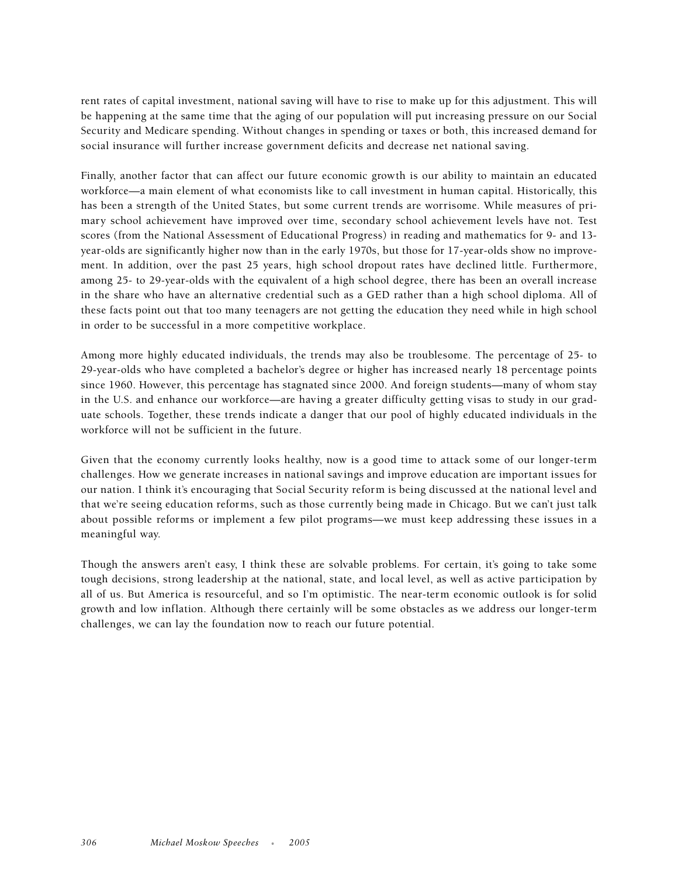rent rates of capital investment, national saving will have to rise to make up for this adjustment. This will be happening at the same time that the aging of our population will put increasing pressure on our Social Security and Medicare spending. Without changes in spending or taxes or both, this increased demand for social insurance will further increase government deficits and decrease net national saving.

Finally, another factor that can affect our future economic growth is our ability to maintain an educated workforce—a main element of what economists like to call investment in human capital. Historically, this has been a strength of the United States, but some current trends are worrisome. While measures of primary school achievement have improved over time, secondary school achievement levels have not. Test scores (from the National Assessment of Educational Progress) in reading and mathematics for 9- and 13-year-olds are significantly higher now than in the early 1970s, but those for 17-year-olds show no improvement. In addition, over the past 25 years, high school dropout rates have declined little. Furthermore, among 25- to 29-year-olds with the equivalent of a high school degree, there has been an overall increase in the share who have an alternative credential such as a GED rather than a high school diploma. All of these facts point out that too many teenagers are not getting the education they need while in high school in order to be successful in a more competitive workplace.

Among more highly educated individuals, the trends may also be troublesome. The percentage of 25- to 29-year-olds who have completed a bachelor's degree or higher has increased nearly 18 percentage points since 1960. However, this percentage has stagnated since 2000. And foreign students—many of whom stay in the U.S. and enhance our workforce—are having a greater difficulty getting visas to study in our graduate schools. Together, these trends indicate a danger that our pool of highly educated individuals in the workforce will not be sufficient in the future.

Given that the economy currently looks healthy, now is a good time to attack some of our longer-term challenges. How we generate increases in national savings and improve education are important issues for our nation. I think it's encouraging that Social Security reform is being discussed at the national level and that we're seeing education reforms, such as those currently being made in Chicago. But we can't just talk about possible reforms or implement a few pilot programs—we must keep addressing these issues in a meaningful way.

Though the answers aren't easy, I think these are solvable problems. For certain, it's going to take some tough decisions, strong leadership at the national, state, and local level, as well as active participation by all of us. But America is resourceful, and so I'm optimistic. The near-term economic outlook is for solid growth and low inflation. Although there certainly will be some obstacles as we address our longer-term challenges, we can lay the foundation now to reach our future potential.